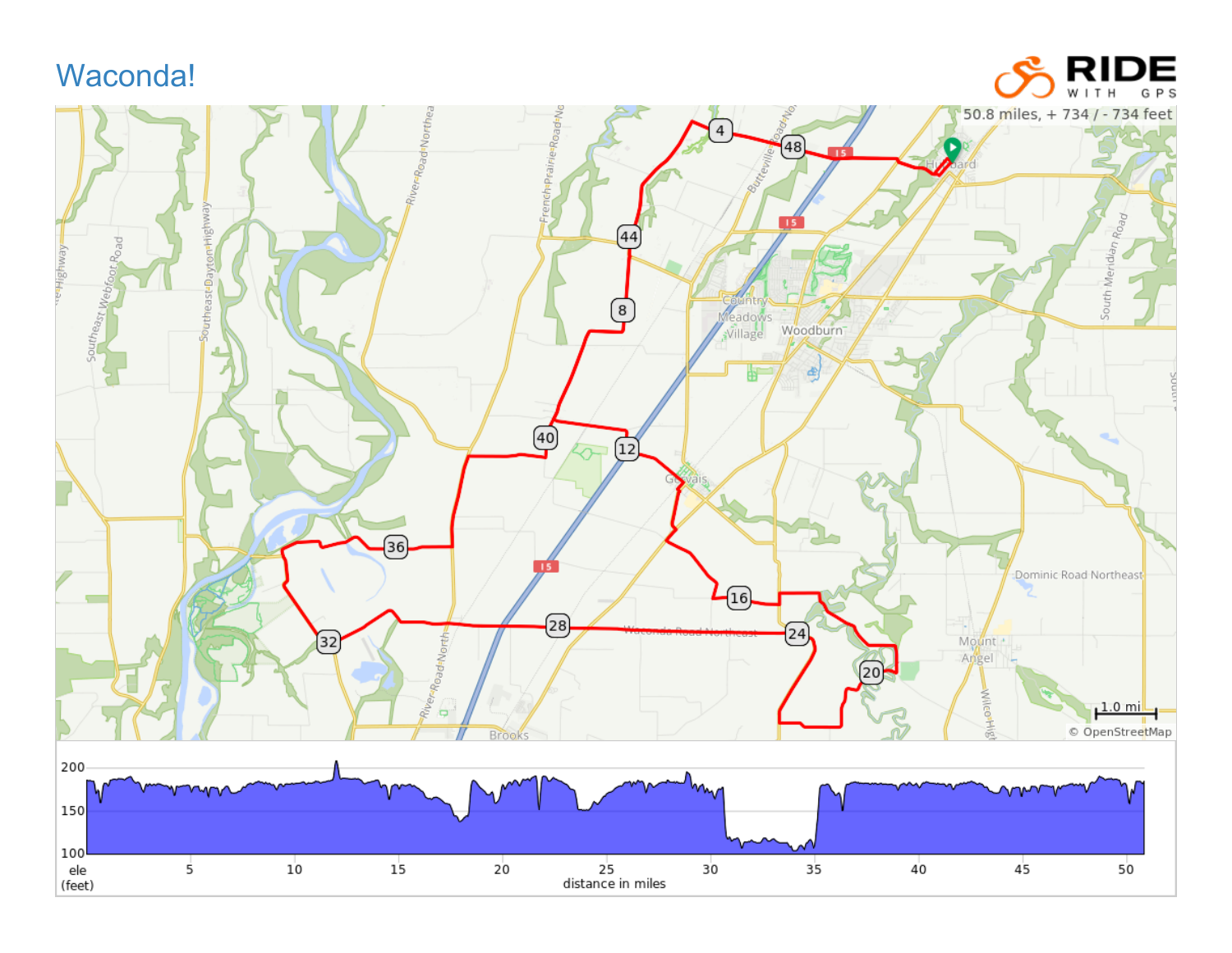# Waconda!

RIDE WITH GPS

50.8 miles, + 734 / - 734 feet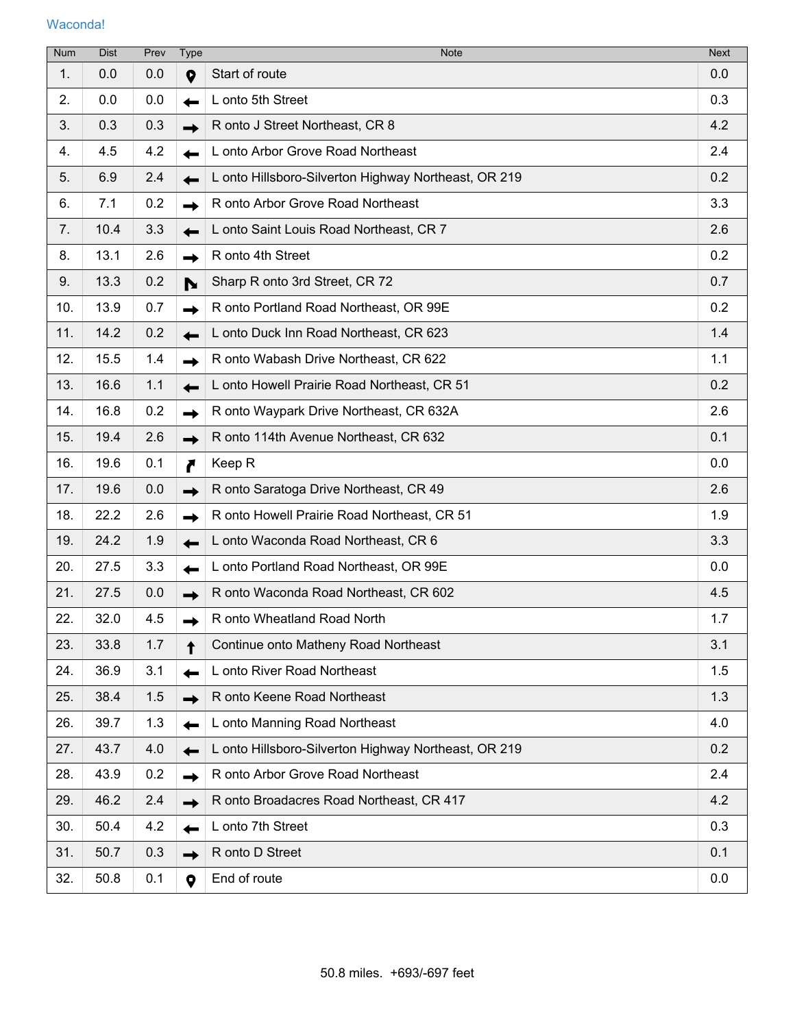Waconda!

| Num | Dist | Prev | Type | Note | Next |
|---|---|---|---|---|---|
| 1. | 0.0 | 0.0 | | Start of route | 0.0 |
| 2. | 0.0 | 0.0 | | L onto 5th Street | 0.3 |
| 3. | 0.3 | 0.3 | | R onto J Street Northeast, CR 8 | 4.2 |
| 4. | 4.5 | 4.2 | | L onto Arbor Grove Road Northeast | 2.4 |
| 5. | 6.9 | 2.4 | | L onto Hillsboro-Silverton Highway Northeast, OR 219 | 0.2 |
| 6. | 7.1 | 0.2 | | R onto Arbor Grove Road Northeast | 3.3 |
| 7. | 10.4 | 3.3 | | L onto Saint Louis Road Northeast, CR 7 | 2.6 |
| 8. | 13.1 | 2.6 | | R onto 4th Street | 0.2 |
| 9. | 13.3 | 0.2 | | Sharp R onto 3rd Street, CR 72 | 0.7 |
| 10. | 13.9 | 0.7 | | R onto Portland Road Northeast, OR 99E | 0.2 |
| 11. | 14.2 | 0.2 | | L onto Duck Inn Road Northeast, CR 623 | 1.4 |
| 12. | 15.5 | 1.4 | | R onto Wabash Drive Northeast, CR 622 | 1.1 |
| 13. | 16.6 | 1.1 | | L onto Howell Prairie Road Northeast, CR 51 | 0.2 |
| 14. | 16.8 | 0.2 | | R onto Waypark Drive Northeast, CR 632A | 2.6 |
| 15. | 19.4 | 2.6 | | R onto 114th Avenue Northeast, CR 632 | 0.1 |
| 16. | 19.6 | 0.1 | | Keep R | 0.0 |
| 17. | 19.6 | 0.0 | | R onto Saratoga Drive Northeast, CR 49 | 2.6 |
| 18. | 22.2 | 2.6 | | R onto Howell Prairie Road Northeast, CR 51 | 1.9 |
| 19. | 24.2 | 1.9 | | L onto Waconda Road Northeast, CR 6 | 3.3 |
| 20. | 27.5 | 3.3 | | L onto Portland Road Northeast, OR 99E | 0.0 |
| 21. | 27.5 | 0.0 | | R onto Waconda Road Northeast, CR 602 | 4.5 |
| 22. | 32.0 | 4.5 | | R onto Wheatland Road North | 1.7 |
| 23. | 33.8 | 1.7 | | Continue onto Matheny Road Northeast | 3.1 |
| 24. | 36.9 | 3.1 | | L onto River Road Northeast | 1.5 |
| 25. | 38.4 | 1.5 | | R onto Keene Road Northeast | 1.3 |
| 26. | 39.7 | 1.3 | | L onto Manning Road Northeast | 4.0 |
| 27. | 43.7 | 4.0 | | L onto Hillsboro-Silverton Highway Northeast, OR 219 | 0.2 |
| 28. | 43.9 | 0.2 | | R onto Arbor Grove Road Northeast | 2.4 |
| 29. | 46.2 | 2.4 | | R onto Broadacres Road Northeast, CR 417 | 4.2 |
| 30. | 50.4 | 4.2 | | L onto 7th Street | 0.3 |
| 31. | 50.7 | 0.3 | | R onto D Street | 0.1 |
| 32. | 50.8 | 0.1 | | End of route | 0.0 |

50.8 miles. +693/-697 feet